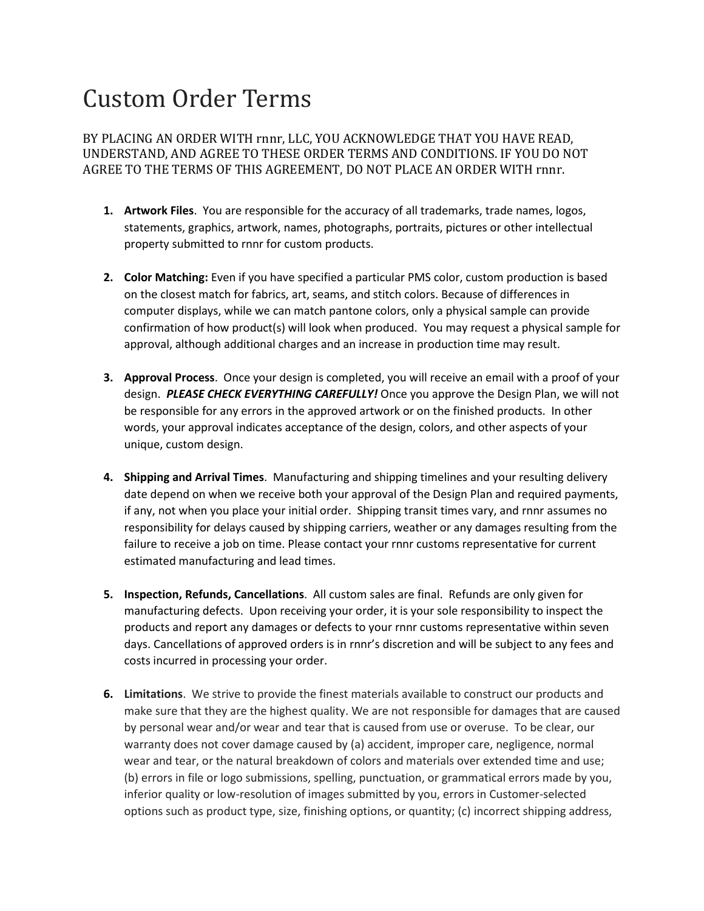# Custom Order Terms

BY PLACING AN ORDER WITH rnnr, LLC, YOU ACKNOWLEDGE THAT YOU HAVE READ, UNDERSTAND, AND AGREE TO THESE ORDER TERMS AND CONDITIONS. IF YOU DO NOT AGREE TO THE TERMS OF THIS AGREEMENT, DO NOT PLACE AN ORDER WITH rnnr.

1. **Artwork Files**. You are responsible for the accuracy of all trademarks, trade names, logos, statements, graphics, artwork, names, photographs, portraits, pictures or other intellectual property submitted to rnnr for custom products.

2. **Color Matching:** Even if you have specified a particular PMS color, custom production is based on the closest match for fabrics, art, seams, and stitch colors. Because of differences in computer displays, while we can match pantone colors, only a physical sample can provide confirmation of how product(s) will look when produced. You may request a physical sample for approval, although additional charges and an increase in production time may result.

3. **Approval Process**. Once your design is completed, you will receive an email with a proof of your design. ***PLEASE CHECK EVERYTHING CAREFULLY!*** Once you approve the Design Plan, we will not be responsible for any errors in the approved artwork or on the finished products. In other words, your approval indicates acceptance of the design, colors, and other aspects of your unique, custom design.

4. **Shipping and Arrival Times**. Manufacturing and shipping timelines and your resulting delivery date depend on when we receive both your approval of the Design Plan and required payments, if any, not when you place your initial order. Shipping transit times vary, and rnnr assumes no responsibility for delays caused by shipping carriers, weather or any damages resulting from the failure to receive a job on time. Please contact your rnnr customs representative for current estimated manufacturing and lead times.

5. **Inspection, Refunds, Cancellations**. All custom sales are final. Refunds are only given for manufacturing defects. Upon receiving your order, it is your sole responsibility to inspect the products and report any damages or defects to your rnnr customs representative within seven days. Cancellations of approved orders is in rnnr's discretion and will be subject to any fees and costs incurred in processing your order.

6. **Limitations**. We strive to provide the finest materials available to construct our products and make sure that they are the highest quality. We are not responsible for damages that are caused by personal wear and/or wear and tear that is caused from use or overuse. To be clear, our warranty does not cover damage caused by (a) accident, improper care, negligence, normal wear and tear, or the natural breakdown of colors and materials over extended time and use; (b) errors in file or logo submissions, spelling, punctuation, or grammatical errors made by you, inferior quality or low-resolution of images submitted by you, errors in Customer-selected options such as product type, size, finishing options, or quantity; (c) incorrect shipping address,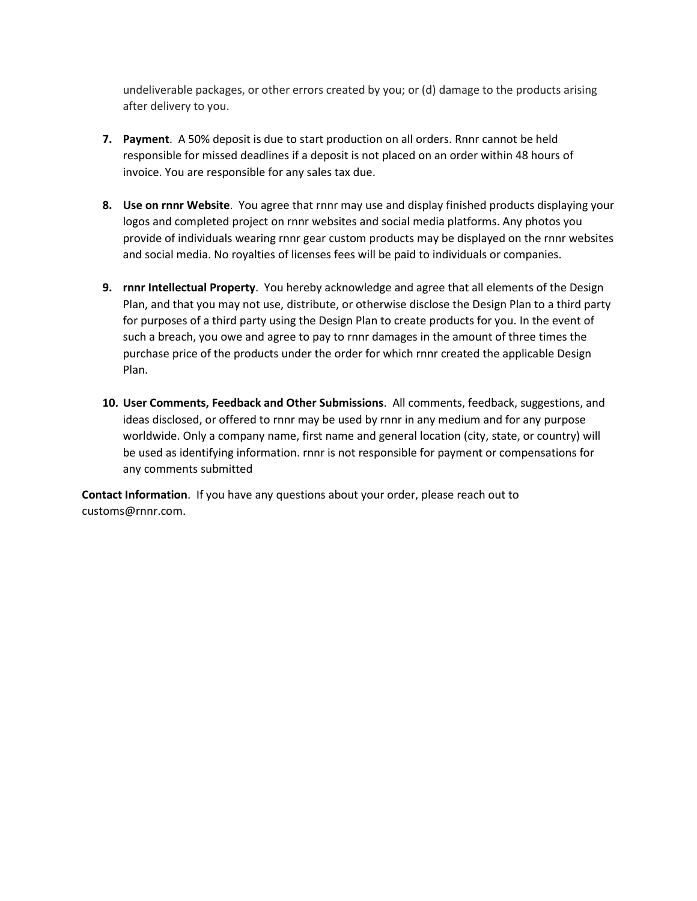undeliverable packages, or other errors created by you; or (d) damage to the products arising after delivery to you.

7. **Payment**. A 50% deposit is due to start production on all orders. Rnnr cannot be held responsible for missed deadlines if a deposit is not placed on an order within 48 hours of invoice. You are responsible for any sales tax due.

8. **Use on rnnr Website**. You agree that rnnr may use and display finished products displaying your logos and completed project on rnnr websites and social media platforms. Any photos you provide of individuals wearing rnnr gear custom products may be displayed on the rnnr websites and social media. No royalties of licenses fees will be paid to individuals or companies.

9. **rnnr Intellectual Property**. You hereby acknowledge and agree that all elements of the Design Plan, and that you may not use, distribute, or otherwise disclose the Design Plan to a third party for purposes of a third party using the Design Plan to create products for you. In the event of such a breach, you owe and agree to pay to rnnr damages in the amount of three times the purchase price of the products under the order for which rnnr created the applicable Design Plan.

10. **User Comments, Feedback and Other Submissions**. All comments, feedback, suggestions, and ideas disclosed, or offered to rnnr may be used by rnnr in any medium and for any purpose worldwide. Only a company name, first name and general location (city, state, or country) will be used as identifying information. rnnr is not responsible for payment or compensations for any comments submitted

**Contact Information**. If you have any questions about your order, please reach out to customs@rnnr.com.